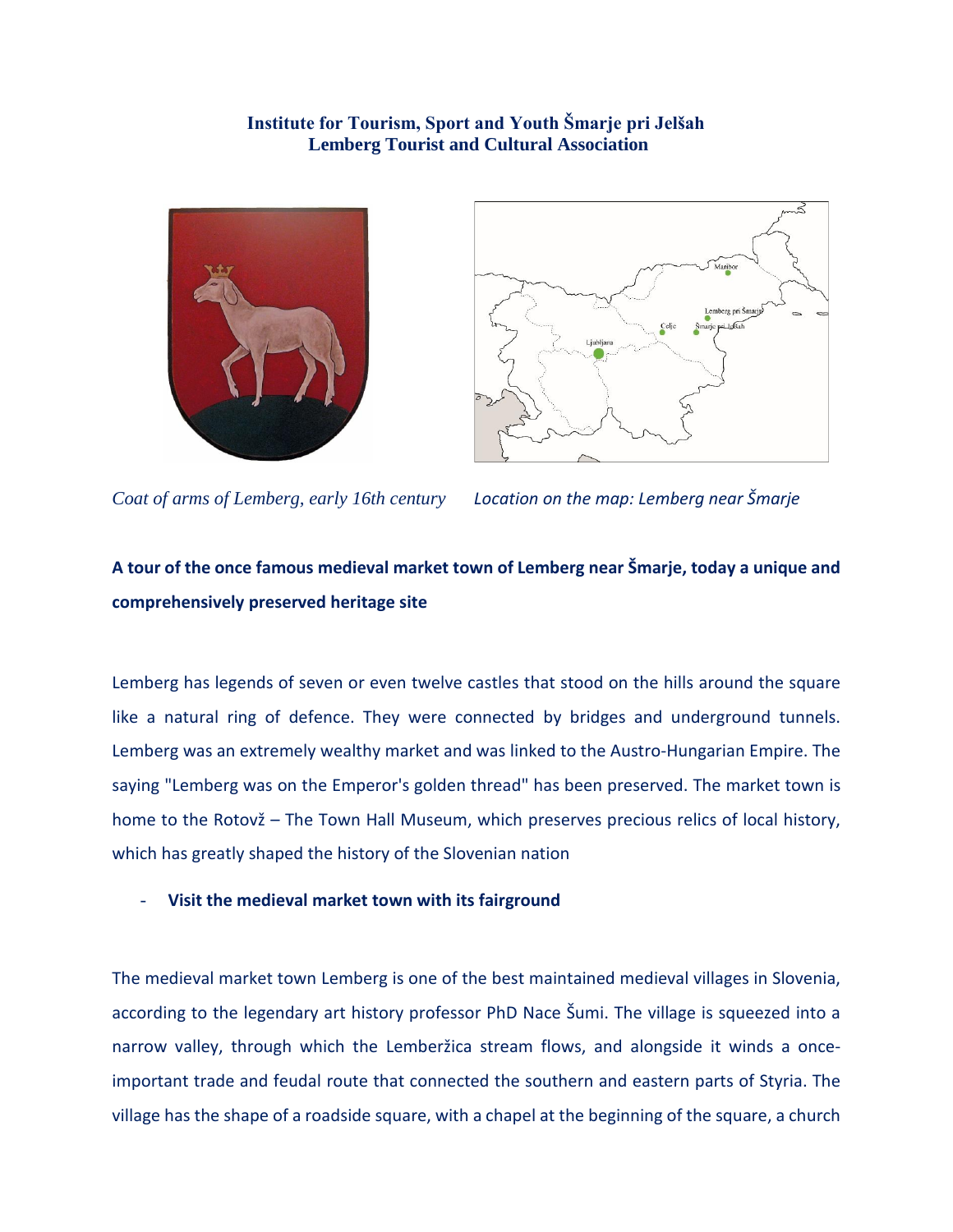**Institute for Tourism, Sport and Youth Šmarje pri Jelšah**
**Lemberg Tourist and Cultural Association**

*Coat of arms of Lemberg, early 16th century*

*Location on the map: Lemberg near Šmarje*

## A tour of the once famous medieval market town of Lemberg near Šmarje, today a unique and comprehensively preserved heritage site

Lemberg has legends of seven or even twelve castles that stood on the hills around the square like a natural ring of defence. They were connected by bridges and underground tunnels. Lemberg was an extremely wealthy market and was linked to the Austro-Hungarian Empire. The saying "Lemberg was on the Emperor's golden thread" has been preserved. The market town is home to the Rotovž – The Town Hall Museum, which preserves precious relics of local history, which has greatly shaped the history of the Slovenian nation

- **Visit the medieval market town with its fairground**

The medieval market town Lemberg is one of the best maintained medieval villages in Slovenia, according to the legendary art history professor PhD Nace Šumi. The village is squeezed into a narrow valley, through which the Lemberžica stream flows, and alongside it winds a once-important trade and feudal route that connected the southern and eastern parts of Styria. The village has the shape of a roadside square, with a chapel at the beginning of the square, a church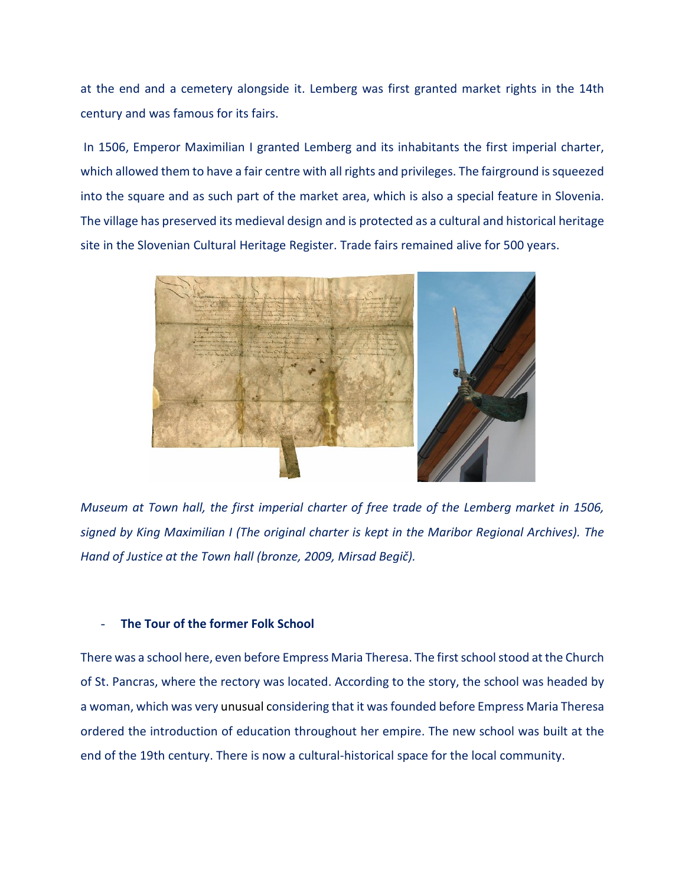at the end and a cemetery alongside it. Lemberg was first granted market rights in the 14th century and was famous for its fairs.

In 1506, Emperor Maximilian I granted Lemberg and its inhabitants the first imperial charter, which allowed them to have a fair centre with all rights and privileges. The fairground is squeezed into the square and as such part of the market area, which is also a special feature in Slovenia. The village has preserved its medieval design and is protected as a cultural and historical heritage site in the Slovenian Cultural Heritage Register. Trade fairs remained alive for 500 years.

*Museum at Town hall, the first imperial charter of free trade of the Lemberg market in 1506, signed by King Maximilian I (The original charter is kept in the Maribor Regional Archives). The Hand of Justice at the Town hall (bronze, 2009, Mirsad Begič).*

- **The Tour of the former Folk School**

There was a school here, even before Empress Maria Theresa. The first school stood at the Church of St. Pancras, where the rectory was located. According to the story, the school was headed by a woman, which was very unusual considering that it was founded before Empress Maria Theresa ordered the introduction of education throughout her empire. The new school was built at the end of the 19th century. There is now a cultural-historical space for the local community.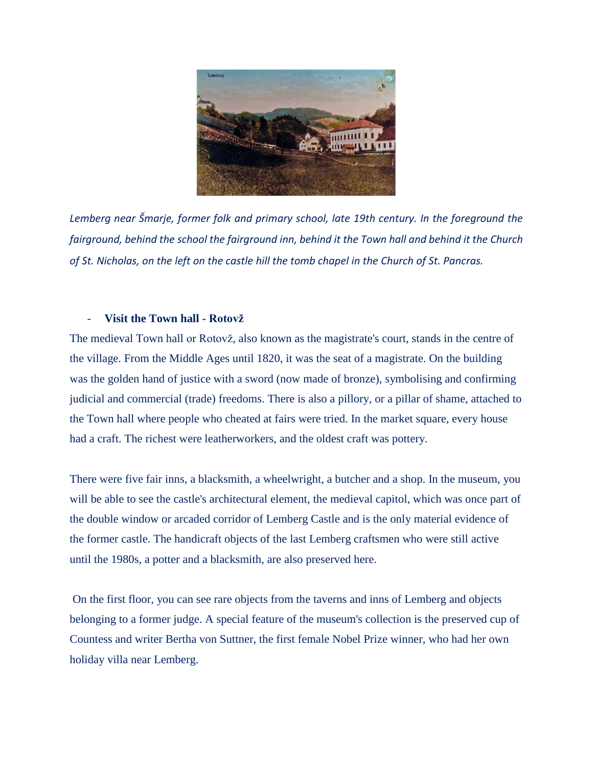*Lemberg near Šmarje, former folk and primary school, late 19th century. In the foreground the fairground, behind the school the fairground inn, behind it the Town hall and behind it the Church of St. Nicholas, on the left on the castle hill the tomb chapel in the Church of St. Pancras.*

- **Visit the Town hall - Rotovž**

The medieval Town hall or Rotovž, also known as the magistrate's court, stands in the centre of the village. From the Middle Ages until 1820, it was the seat of a magistrate. On the building was the golden hand of justice with a sword (now made of bronze), symbolising and confirming judicial and commercial (trade) freedoms. There is also a pillory, or a pillar of shame, attached to the Town hall where people who cheated at fairs were tried. In the market square, every house had a craft. The richest were leatherworkers, and the oldest craft was pottery.

There were five fair inns, a blacksmith, a wheelwright, a butcher and a shop. In the museum, you will be able to see the castle's architectural element, the medieval capitol, which was once part of the double window or arcaded corridor of Lemberg Castle and is the only material evidence of the former castle. The handicraft objects of the last Lemberg craftsmen who were still active until the 1980s, a potter and a blacksmith, are also preserved here.

On the first floor, you can see rare objects from the taverns and inns of Lemberg and objects belonging to a former judge. A special feature of the museum's collection is the preserved cup of Countess and writer Bertha von Suttner, the first female Nobel Prize winner, who had her own holiday villa near Lemberg.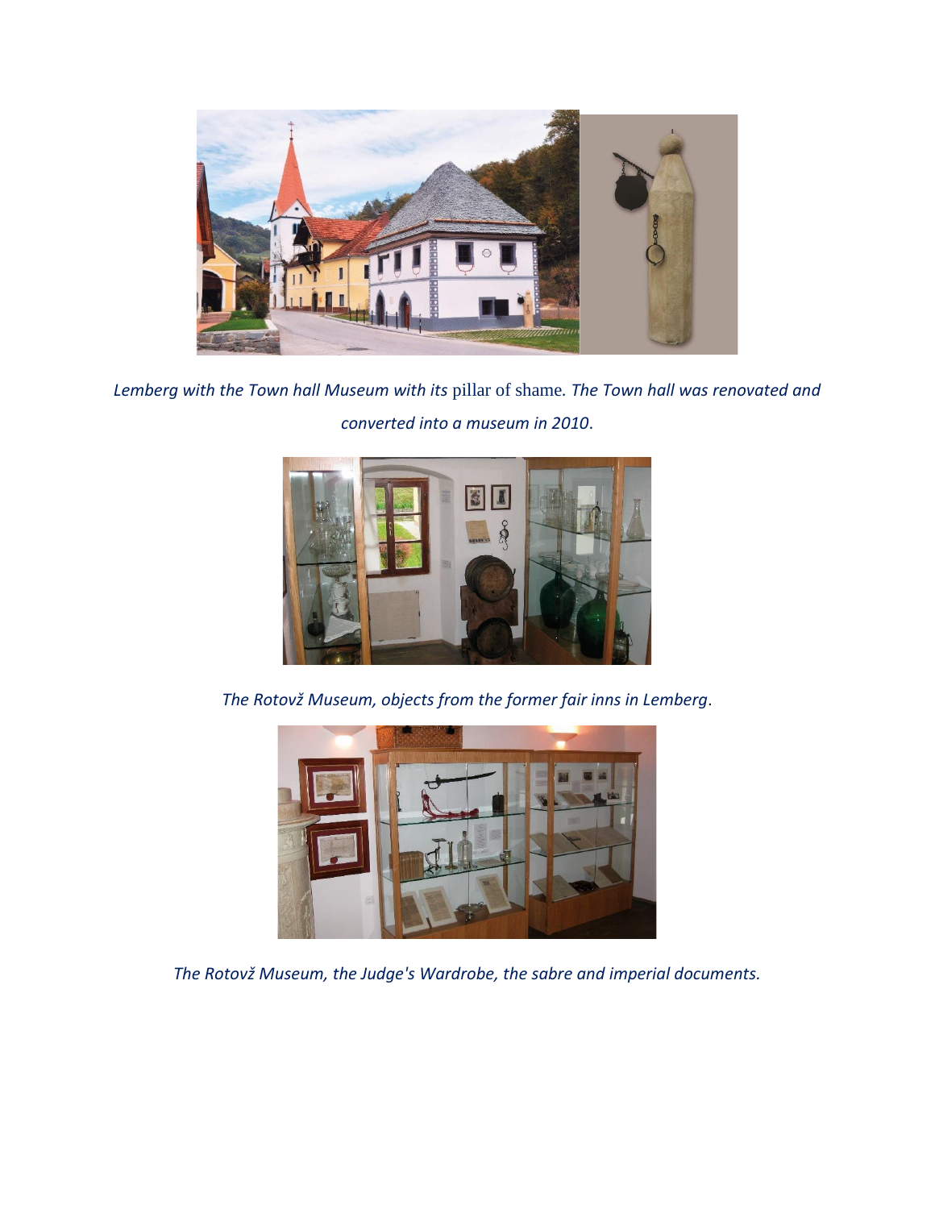*Lemberg with the Town hall Museum with its* pillar of shame*. The Town hall was renovated and converted into a museum in 2010*.

*The Rotovž Museum, objects from the former fair inns in Lemberg*.

*The Rotovž Museum, the Judge's Wardrobe, the sabre and imperial documents.*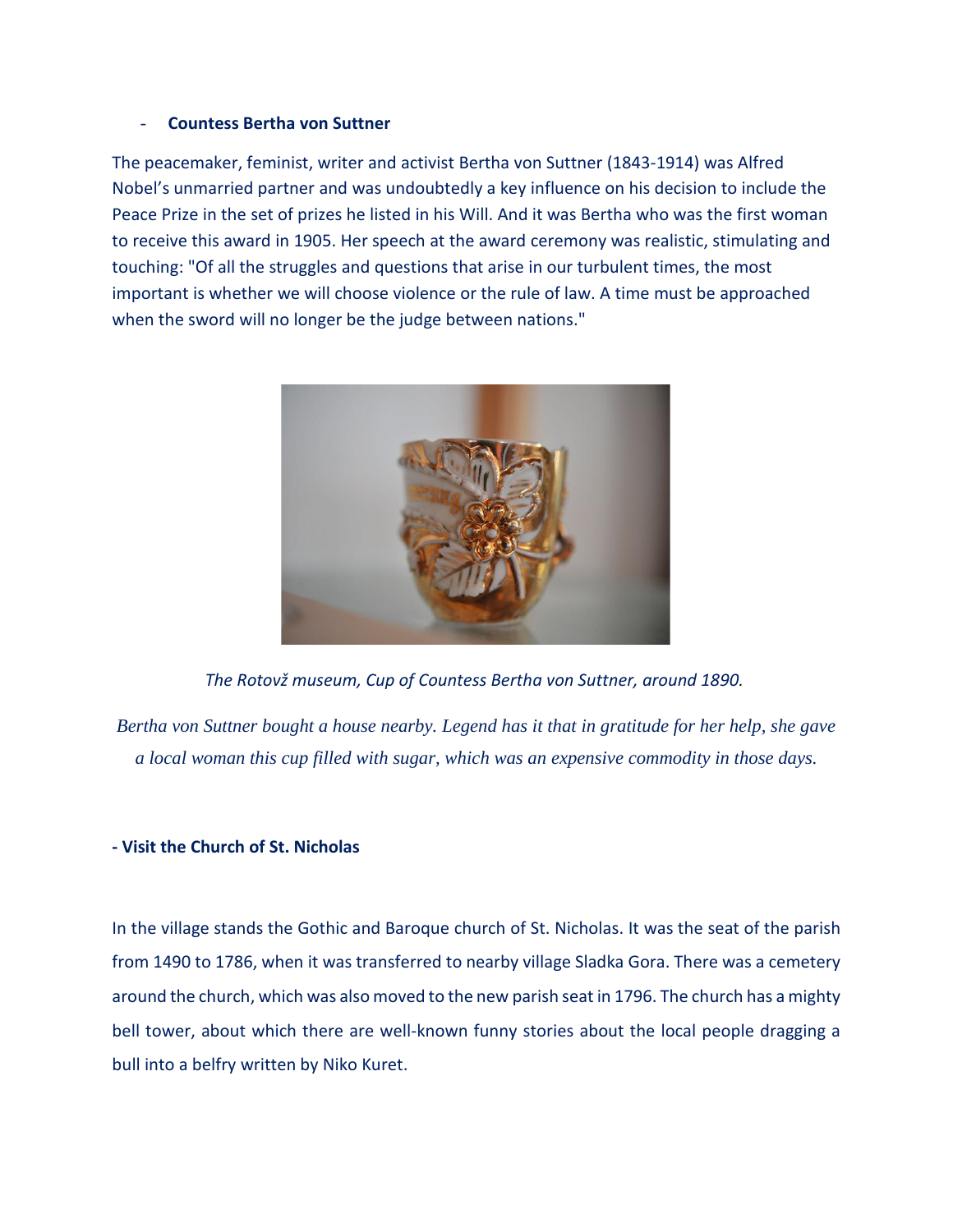- **Countess Bertha von Suttner**

The peacemaker, feminist, writer and activist Bertha von Suttner (1843-1914) was Alfred Nobel's unmarried partner and was undoubtedly a key influence on his decision to include the Peace Prize in the set of prizes he listed in his Will. And it was Bertha who was the first woman to receive this award in 1905. Her speech at the award ceremony was realistic, stimulating and touching: "Of all the struggles and questions that arise in our turbulent times, the most important is whether we will choose violence or the rule of law. A time must be approached when the sword will no longer be the judge between nations."

*The Rotovž museum, Cup of Countess Bertha von Suttner, around 1890.*

*Bertha von Suttner bought a house nearby. Legend has it that in gratitude for her help, she gave a local woman this cup filled with sugar, which was an expensive commodity in those days.*

**- Visit the Church of St. Nicholas**

In the village stands the Gothic and Baroque church of St. Nicholas. It was the seat of the parish from 1490 to 1786, when it was transferred to nearby village Sladka Gora. There was a cemetery around the church, which was also moved to the new parish seat in 1796. The church has a mighty bell tower, about which there are well-known funny stories about the local people dragging a bull into a belfry written by Niko Kuret.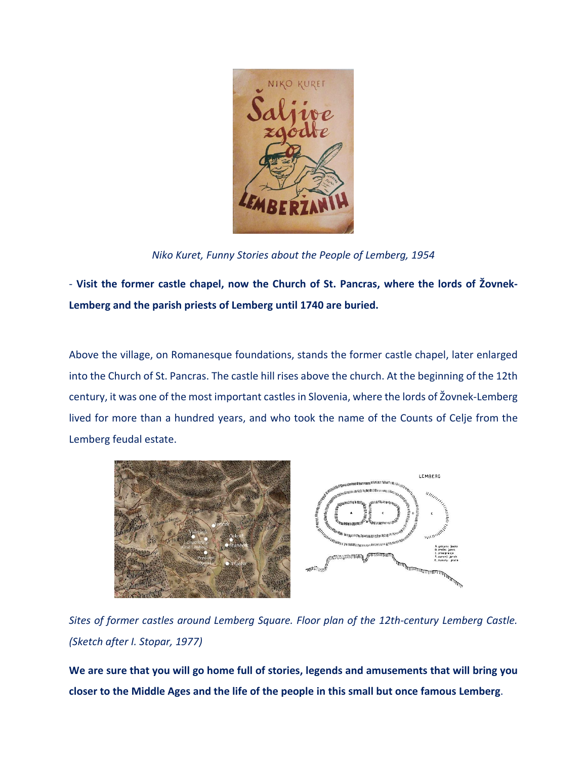*Niko Kuret, Funny Stories about the People of Lemberg, 1954*

- **Visit the former castle chapel, now the Church of St. Pancras, where the lords of Žovnek-Lemberg and the parish priests of Lemberg until 1740 are buried.**

Above the village, on Romanesque foundations, stands the former castle chapel, later enlarged into the Church of St. Pancras. The castle hill rises above the church. At the beginning of the 12th century, it was one of the most important castles in Slovenia, where the lords of Žovnek-Lemberg lived for more than a hundred years, and who took the name of the Counts of Celje from the Lemberg feudal estate.

*Sites of former castles around Lemberg Square. Floor plan of the 12th-century Lemberg Castle. (Sketch after I. Stopar, 1977)*

**We are sure that you will go home full of stories, legends and amusements that will bring you closer to the Middle Ages and the life of the people in this small but once famous Lemberg**.